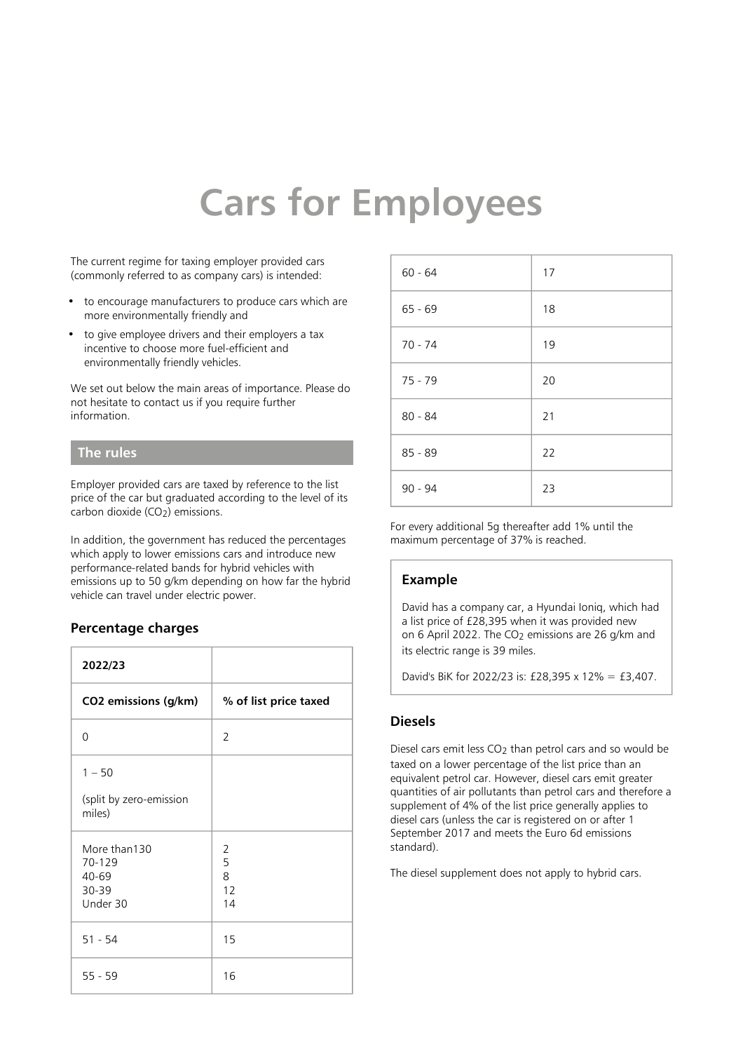# Cars for Employees

The current regime for taxing employer provided cars (commonly referred to as company cars) is intended:

- to encourage manufacturers to produce cars which are more environmentally friendly and
- to give employee drivers and their employers a tax incentive to choose more fuel-efficient and environmentally friendly vehicles.

We set out below the main areas of importance. Please do not hesitate to contact us if you require further information.

## The rules

Employer provided cars are taxed by reference to the list price of the car but graduated according to the level of its carbon dioxide ($CO_2$) emissions.

In addition, the government has reduced the percentages which apply to lower emissions cars and introduce new performance-related bands for hybrid vehicles with emissions up to 50 g/km depending on how far the hybrid vehicle can travel under electric power.

### Percentage charges

| 2022/23 | |
|---|---|
| **CO2 emissions (g/km)** | **% of list price taxed** |
| 0 | 2 |
| 1 – 50<br>(split by zero-emission miles) | |
| More than130<br>70-129<br>40-69<br>30-39<br>Under 30 | 2<br>5<br>8<br>12<br>14 |
| 51 - 54 | 15 |
| 55 - 59 | 16 |
| 60 - 64 | 17 |
| 65 - 69 | 18 |
| 70 - 74 | 19 |
| 75 - 79 | 20 |
| 80 - 84 | 21 |
| 85 - 89 | 22 |
| 90 - 94 | 23 |

For every additional 5g thereafter add 1% until the maximum percentage of 37% is reached.

> **Example**
>
> David has a company car, a Hyundai Ioniq, which had a list price of £28,395 when it was provided new on 6 April 2022. The $CO_2$ emissions are 26 g/km and its electric range is 39 miles.
>
> David's BiK for 2022/23 is: £28,395 x 12% = £3,407.

### Diesels

Diesel cars emit less $CO_2$ than petrol cars and so would be taxed on a lower percentage of the list price than an equivalent petrol car. However, diesel cars emit greater quantities of air pollutants than petrol cars and therefore a supplement of 4% of the list price generally applies to diesel cars (unless the car is registered on or after 1 September 2017 and meets the Euro 6d emissions standard).

The diesel supplement does not apply to hybrid cars.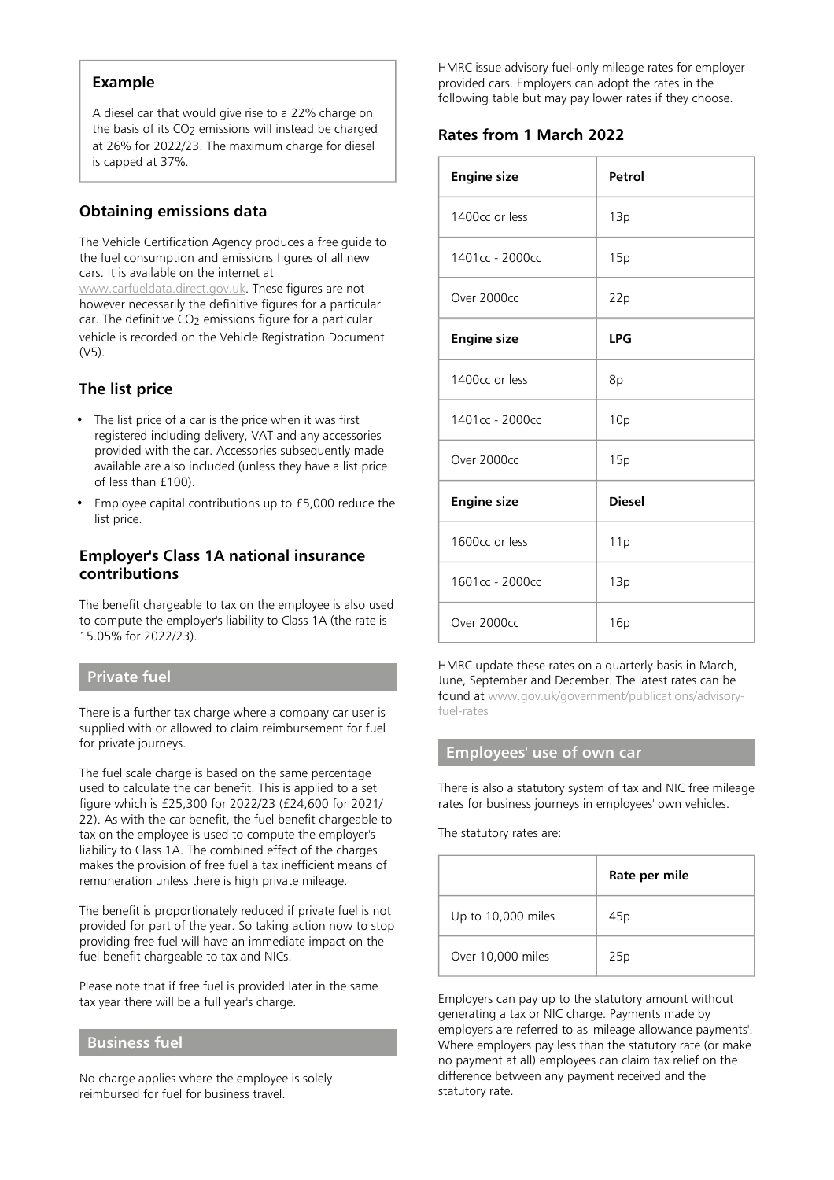### Example

A diesel car that would give rise to a 22% charge on the basis of its $CO_2$ emissions will instead be charged at 26% for 2022/23. The maximum charge for diesel is capped at 37%.

### Obtaining emissions data

The Vehicle Certification Agency produces a free guide to the fuel consumption and emissions figures of all new cars. It is available on the internet at www.carfueldata.direct.gov.uk. These figures are not however necessarily the definitive figures for a particular car. The definitive $CO_2$ emissions figure for a particular vehicle is recorded on the Vehicle Registration Document (V5).

### The list price

- The list price of a car is the price when it was first registered including delivery, VAT and any accessories provided with the car. Accessories subsequently made available are also included (unless they have a list price of less than £100).
- Employee capital contributions up to £5,000 reduce the list price.

### Employer's Class 1A national insurance contributions

The benefit chargeable to tax on the employee is also used to compute the employer's liability to Class 1A (the rate is 15.05% for 2022/23).

## Private fuel

There is a further tax charge where a company car user is supplied with or allowed to claim reimbursement for fuel for private journeys.

The fuel scale charge is based on the same percentage used to calculate the car benefit. This is applied to a set figure which is £25,300 for 2022/23 (£24,600 for 2021/22). As with the car benefit, the fuel benefit chargeable to tax on the employee is used to compute the employer's liability to Class 1A. The combined effect of the charges makes the provision of free fuel a tax inefficient means of remuneration unless there is high private mileage.

The benefit is proportionately reduced if private fuel is not provided for part of the year. So taking action now to stop providing free fuel will have an immediate impact on the fuel benefit chargeable to tax and NICs.

Please note that if free fuel is provided later in the same tax year there will be a full year's charge.

## Business fuel

No charge applies where the employee is solely reimbursed for fuel for business travel.

HMRC issue advisory fuel-only mileage rates for employer provided cars. Employers can adopt the rates in the following table but may pay lower rates if they choose.

### Rates from 1 March 2022

| Engine size | Petrol |
|---|---|
| 1400cc or less | 13p |
| 1401cc - 2000cc | 15p |
| Over 2000cc | 22p |
| **Engine size** | **LPG** |
| 1400cc or less | 8p |
| 1401cc - 2000cc | 10p |
| Over 2000cc | 15p |
| **Engine size** | **Diesel** |
| 1600cc or less | 11p |
| 1601cc - 2000cc | 13p |
| Over 2000cc | 16p |

HMRC update these rates on a quarterly basis in March, June, September and December. The latest rates can be found at www.gov.uk/government/publications/advisory-fuel-rates

## Employees' use of own car

There is also a statutory system of tax and NIC free mileage rates for business journeys in employees' own vehicles.

The statutory rates are:

| | Rate per mile |
|---|---|
| Up to 10,000 miles | 45p |
| Over 10,000 miles | 25p |

Employers can pay up to the statutory amount without generating a tax or NIC charge. Payments made by employers are referred to as 'mileage allowance payments'. Where employers pay less than the statutory rate (or make no payment at all) employees can claim tax relief on the difference between any payment received and the statutory rate.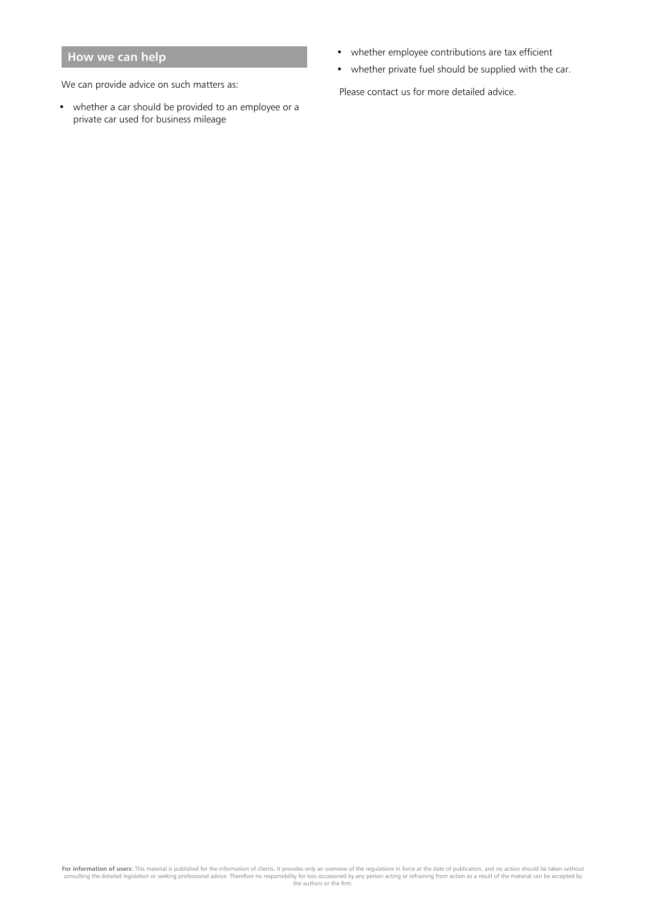## How we can help

We can provide advice on such matters as:

- whether a car should be provided to an employee or a private car used for business mileage
- whether employee contributions are tax efficient
- whether private fuel should be supplied with the car.

Please contact us for more detailed advice.

**For information of users:** This material is published for the information of clients. It provides only an overview of the regulations in force at the date of publication, and no action should be taken without consulting the detailed legislation or seeking professional advice. Therefore no responsibility for loss occasioned by any person acting or refraining from action as a result of the material can be accepted by the authors or the firm.